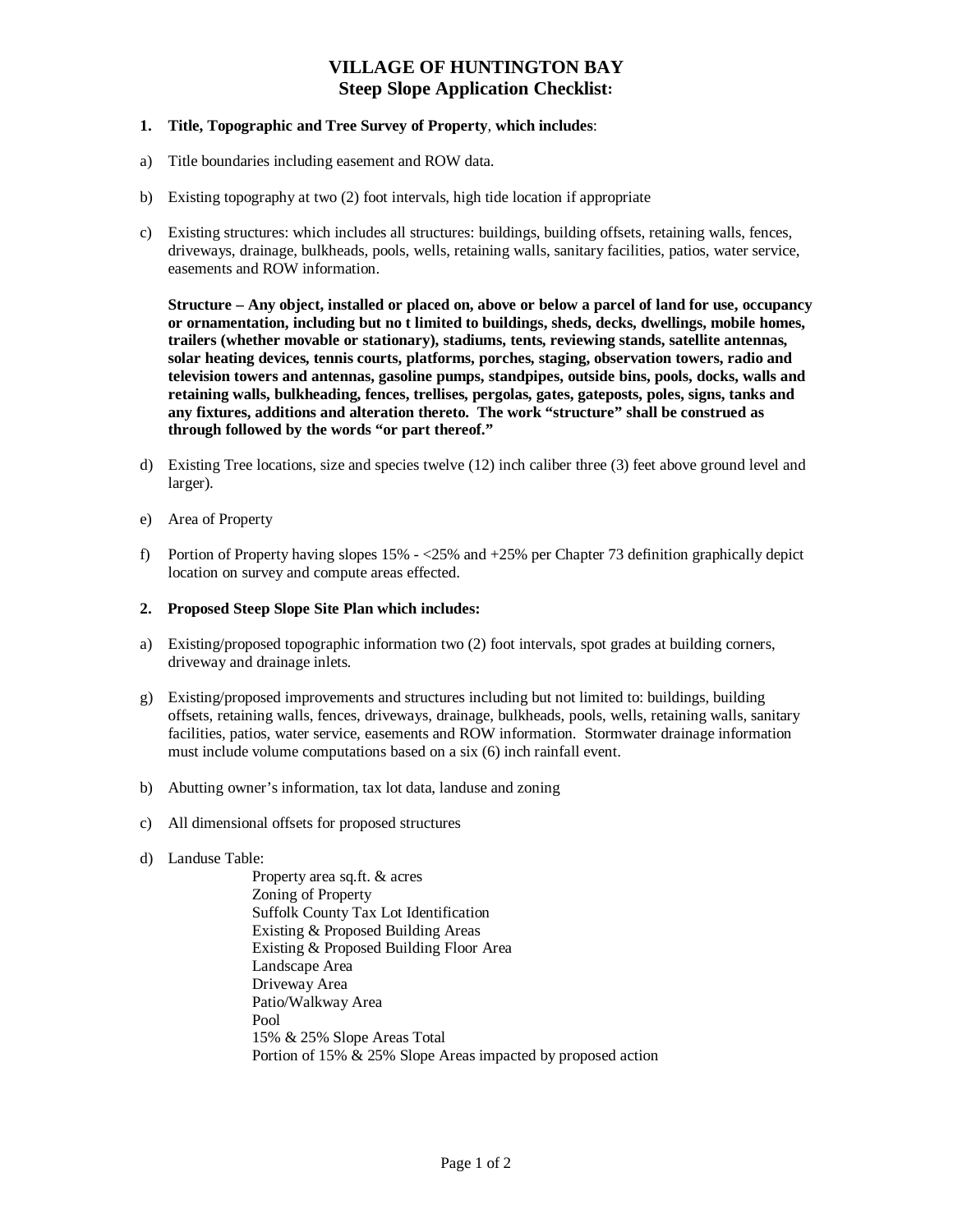# VILLAGE OF HUNTINGTON BAY
## Steep Slope Application Checklist:

**1. Title, Topographic and Tree Survey of Property, which includes**:

a) Title boundaries including easement and ROW data.

b) Existing topography at two (2) foot intervals, high tide location if appropriate

c) Existing structures: which includes all structures: buildings, building offsets, retaining walls, fences, driveways, drainage, bulkheads, pools, wells, retaining walls, sanitary facilities, patios, water service, easements and ROW information.

**Structure – Any object, installed or placed on, above or below a parcel of land for use, occupancy or ornamentation, including but no t limited to buildings, sheds, decks, dwellings, mobile homes, trailers (whether movable or stationary), stadiums, tents, reviewing stands, satellite antennas, solar heating devices, tennis courts, platforms, porches, staging, observation towers, radio and television towers and antennas, gasoline pumps, standpipes, outside bins, pools, docks, walls and retaining walls, bulkheading, fences, trellises, pergolas, gates, gateposts, poles, signs, tanks and any fixtures, additions and alteration thereto. The work "structure" shall be construed as through followed by the words "or part thereof."**

d) Existing Tree locations, size and species twelve (12) inch caliber three (3) feet above ground level and larger).

e) Area of Property

f) Portion of Property having slopes 15% - <25% and +25% per Chapter 73 definition graphically depict location on survey and compute areas effected.

**2. Proposed Steep Slope Site Plan which includes:**

a) Existing/proposed topographic information two (2) foot intervals, spot grades at building corners, driveway and drainage inlets.

g) Existing/proposed improvements and structures including but not limited to: buildings, building offsets, retaining walls, fences, driveways, drainage, bulkheads, pools, wells, retaining walls, sanitary facilities, patios, water service, easements and ROW information. Stormwater drainage information must include volume computations based on a six (6) inch rainfall event.

b) Abutting owner's information, tax lot data, landuse and zoning

c) All dimensional offsets for proposed structures

d) Landuse Table:
   - Property area sq.ft. & acres
   - Zoning of Property
   - Suffolk County Tax Lot Identification
   - Existing & Proposed Building Areas
   - Existing & Proposed Building Floor Area
   - Landscape Area
   - Driveway Area
   - Patio/Walkway Area
   - Pool
   - 15% & 25% Slope Areas Total
   - Portion of 15% & 25% Slope Areas impacted by proposed action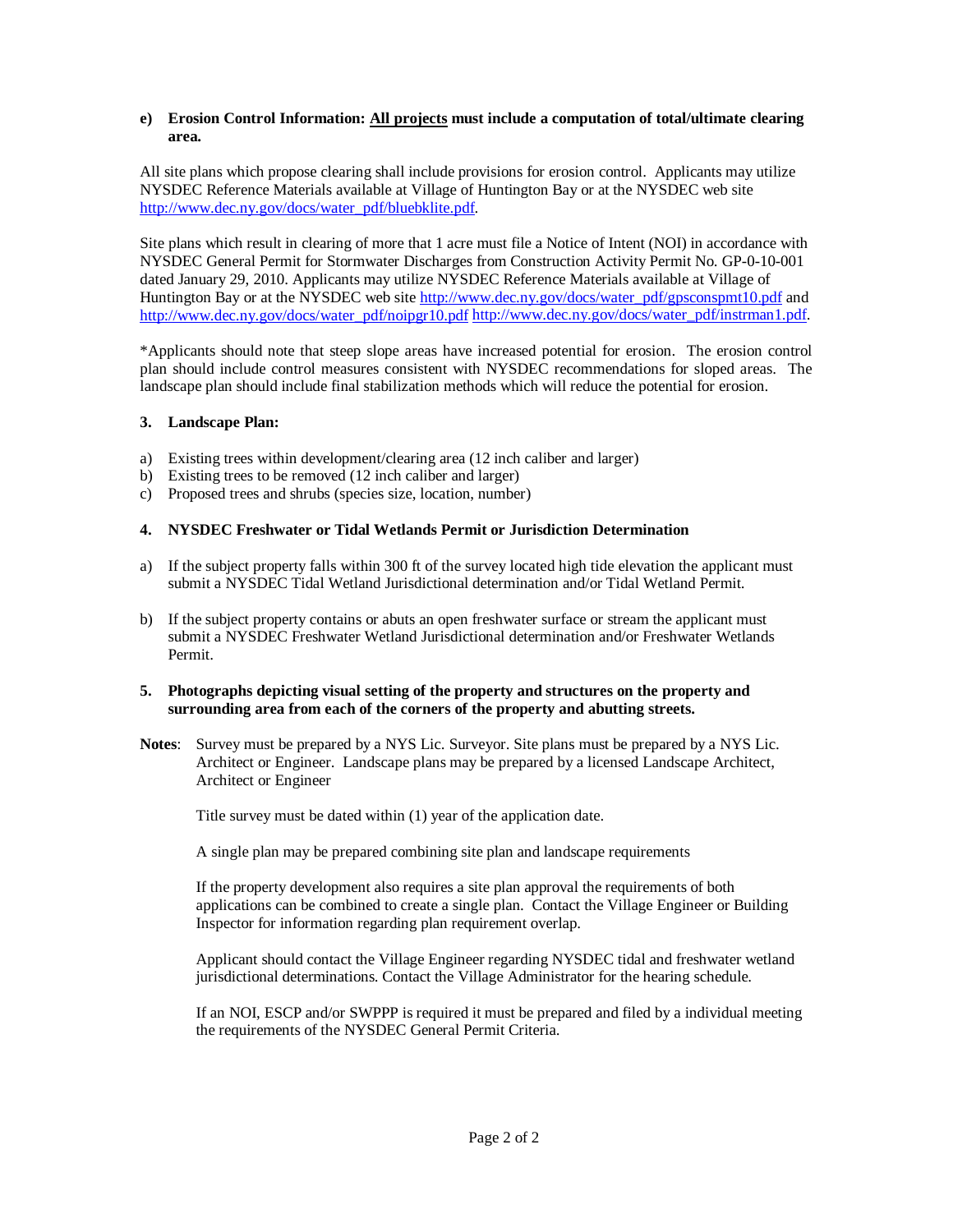**e) Erosion Control Information: All projects must include a computation of total/ultimate clearing area.**

All site plans which propose clearing shall include provisions for erosion control. Applicants may utilize NYSDEC Reference Materials available at Village of Huntington Bay or at the NYSDEC web site http://www.dec.ny.gov/docs/water_pdf/bluebklite.pdf.

Site plans which result in clearing of more that 1 acre must file a Notice of Intent (NOI) in accordance with NYSDEC General Permit for Stormwater Discharges from Construction Activity Permit No. GP-0-10-001 dated January 29, 2010. Applicants may utilize NYSDEC Reference Materials available at Village of Huntington Bay or at the NYSDEC web site http://www.dec.ny.gov/docs/water_pdf/gpsconspmt10.pdf and http://www.dec.ny.gov/docs/water_pdf/noipgr10.pdf http://www.dec.ny.gov/docs/water_pdf/instrman1.pdf.

*Applicants should note that steep slope areas have increased potential for erosion. The erosion control plan should include control measures consistent with NYSDEC recommendations for sloped areas. The landscape plan should include final stabilization methods which will reduce the potential for erosion.

**3. Landscape Plan:**

a) Existing trees within development/clearing area (12 inch caliber and larger)
b) Existing trees to be removed (12 inch caliber and larger)
c) Proposed trees and shrubs (species size, location, number)

**4. NYSDEC Freshwater or Tidal Wetlands Permit or Jurisdiction Determination**

a) If the subject property falls within 300 ft of the survey located high tide elevation the applicant must submit a NYSDEC Tidal Wetland Jurisdictional determination and/or Tidal Wetland Permit.

b) If the subject property contains or abuts an open freshwater surface or stream the applicant must submit a NYSDEC Freshwater Wetland Jurisdictional determination and/or Freshwater Wetlands Permit.

**5. Photographs depicting visual setting of the property and structures on the property and surrounding area from each of the corners of the property and abutting streets.**

**Notes**: Survey must be prepared by a NYS Lic. Surveyor. Site plans must be prepared by a NYS Lic. Architect or Engineer. Landscape plans may be prepared by a licensed Landscape Architect, Architect or Engineer

Title survey must be dated within (1) year of the application date.

A single plan may be prepared combining site plan and landscape requirements

If the property development also requires a site plan approval the requirements of both applications can be combined to create a single plan. Contact the Village Engineer or Building Inspector for information regarding plan requirement overlap.

Applicant should contact the Village Engineer regarding NYSDEC tidal and freshwater wetland jurisdictional determinations. Contact the Village Administrator for the hearing schedule.

If an NOI, ESCP and/or SWPPP is required it must be prepared and filed by a individual meeting the requirements of the NYSDEC General Permit Criteria.